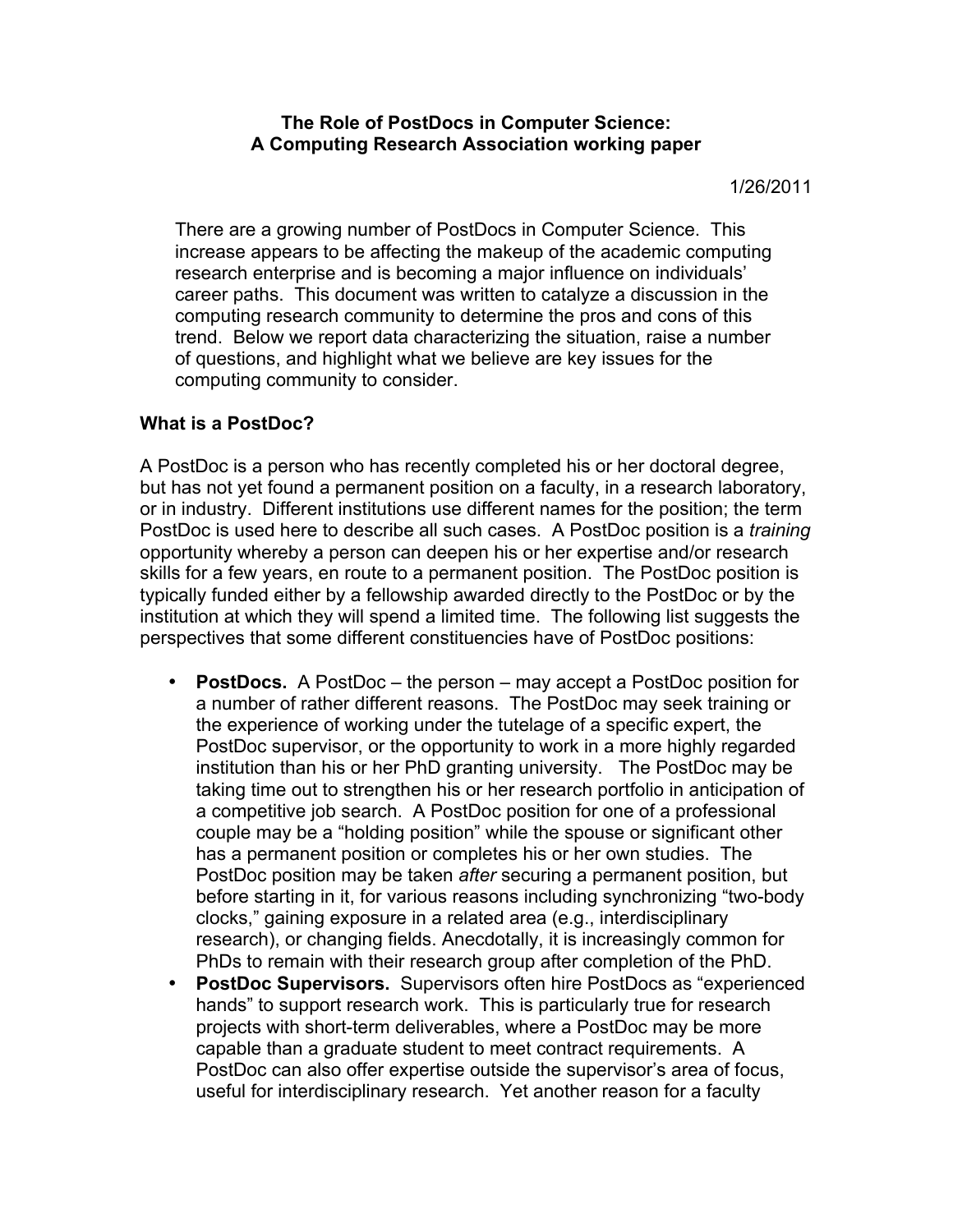# The Role of PostDocs in Computer Science: A Computing Research Association working paper

1/26/2011

There are a growing number of PostDocs in Computer Science. This increase appears to be affecting the makeup of the academic computing research enterprise and is becoming a major influence on individuals' career paths. This document was written to catalyze a discussion in the computing research community to determine the pros and cons of this trend. Below we report data characterizing the situation, raise a number of questions, and highlight what we believe are key issues for the computing community to consider.

## What is a PostDoc?

A PostDoc is a person who has recently completed his or her doctoral degree, but has not yet found a permanent position on a faculty, in a research laboratory, or in industry. Different institutions use different names for the position; the term PostDoc is used here to describe all such cases. A PostDoc position is a *training* opportunity whereby a person can deepen his or her expertise and/or research skills for a few years, en route to a permanent position. The PostDoc position is typically funded either by a fellowship awarded directly to the PostDoc or by the institution at which they will spend a limited time. The following list suggests the perspectives that some different constituencies have of PostDoc positions:

- **PostDocs.** A PostDoc – the person – may accept a PostDoc position for a number of rather different reasons. The PostDoc may seek training or the experience of working under the tutelage of a specific expert, the PostDoc supervisor, or the opportunity to work in a more highly regarded institution than his or her PhD granting university. The PostDoc may be taking time out to strengthen his or her research portfolio in anticipation of a competitive job search. A PostDoc position for one of a professional couple may be a "holding position" while the spouse or significant other has a permanent position or completes his or her own studies. The PostDoc position may be taken *after* securing a permanent position, but before starting in it, for various reasons including synchronizing "two-body clocks," gaining exposure in a related area (e.g., interdisciplinary research), or changing fields. Anecdotally, it is increasingly common for PhDs to remain with their research group after completion of the PhD.
- **PostDoc Supervisors.** Supervisors often hire PostDocs as "experienced hands" to support research work. This is particularly true for research projects with short-term deliverables, where a PostDoc may be more capable than a graduate student to meet contract requirements. A PostDoc can also offer expertise outside the supervisor's area of focus, useful for interdisciplinary research. Yet another reason for a faculty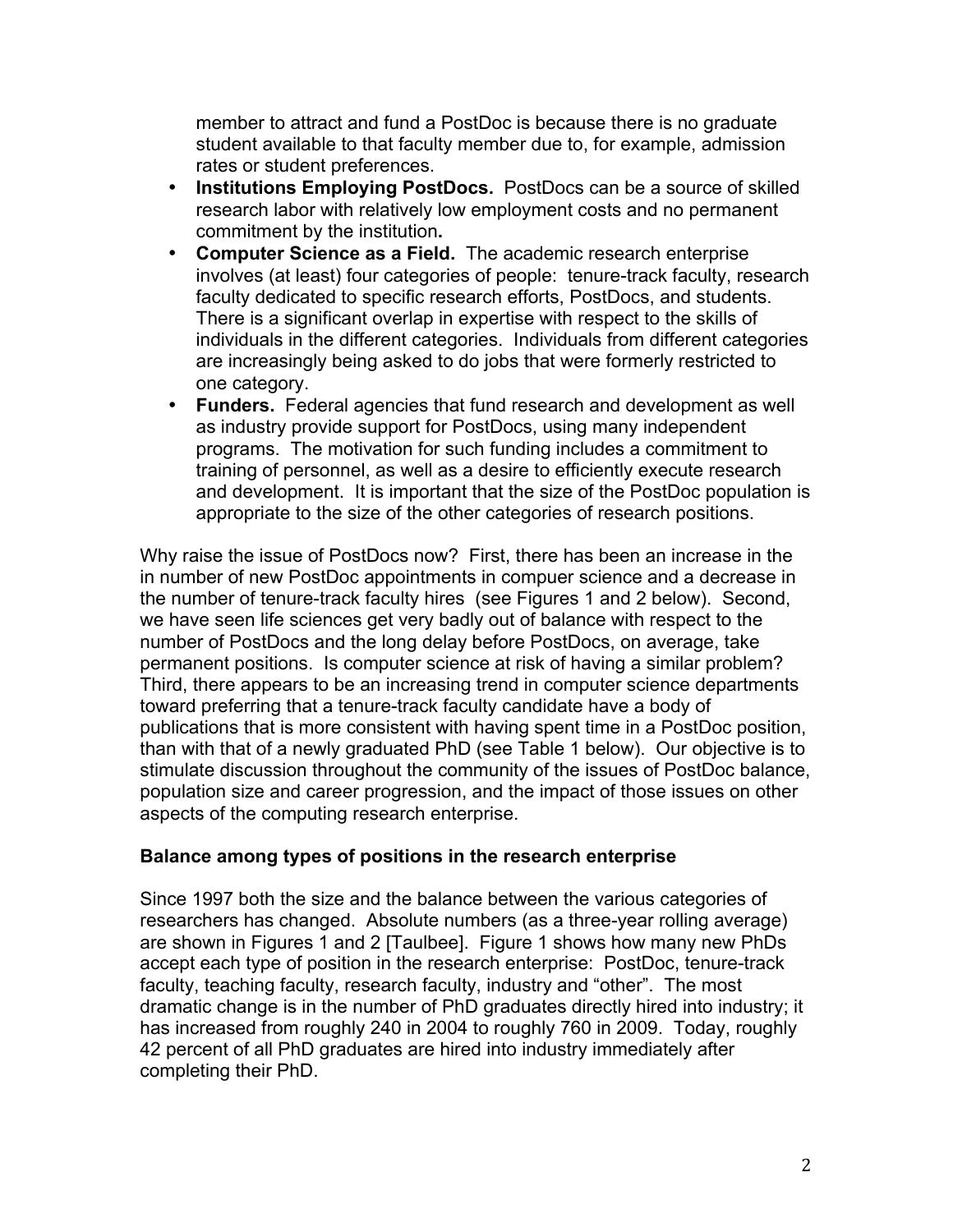member to attract and fund a PostDoc is because there is no graduate student available to that faculty member due to, for example, admission rates or student preferences.

- **Institutions Employing PostDocs.** PostDocs can be a source of skilled research labor with relatively low employment costs and no permanent commitment by the institution**.**
- **Computer Science as a Field.** The academic research enterprise involves (at least) four categories of people: tenure-track faculty, research faculty dedicated to specific research efforts, PostDocs, and students. There is a significant overlap in expertise with respect to the skills of individuals in the different categories. Individuals from different categories are increasingly being asked to do jobs that were formerly restricted to one category.
- **Funders.** Federal agencies that fund research and development as well as industry provide support for PostDocs, using many independent programs. The motivation for such funding includes a commitment to training of personnel, as well as a desire to efficiently execute research and development. It is important that the size of the PostDoc population is appropriate to the size of the other categories of research positions.

Why raise the issue of PostDocs now? First, there has been an increase in the in number of new PostDoc appointments in compuer science and a decrease in the number of tenure-track faculty hires (see Figures 1 and 2 below). Second, we have seen life sciences get very badly out of balance with respect to the number of PostDocs and the long delay before PostDocs, on average, take permanent positions. Is computer science at risk of having a similar problem? Third, there appears to be an increasing trend in computer science departments toward preferring that a tenure-track faculty candidate have a body of publications that is more consistent with having spent time in a PostDoc position, than with that of a newly graduated PhD (see Table 1 below). Our objective is to stimulate discussion throughout the community of the issues of PostDoc balance, population size and career progression, and the impact of those issues on other aspects of the computing research enterprise.

### Balance among types of positions in the research enterprise

Since 1997 both the size and the balance between the various categories of researchers has changed. Absolute numbers (as a three-year rolling average) are shown in Figures 1 and 2 [Taulbee]. Figure 1 shows how many new PhDs accept each type of position in the research enterprise: PostDoc, tenure-track faculty, teaching faculty, research faculty, industry and "other". The most dramatic change is in the number of PhD graduates directly hired into industry; it has increased from roughly 240 in 2004 to roughly 760 in 2009. Today, roughly 42 percent of all PhD graduates are hired into industry immediately after completing their PhD.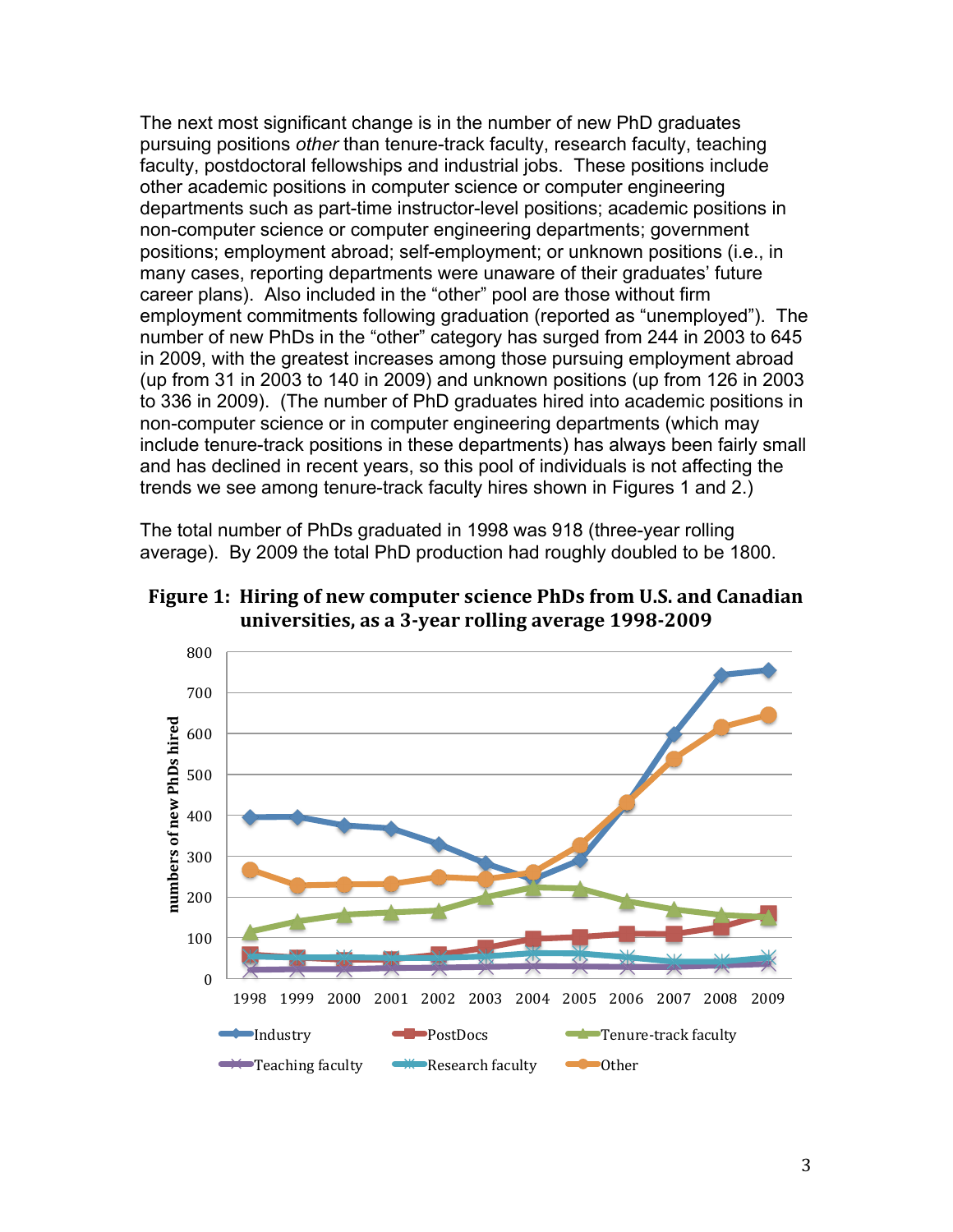The next most significant change is in the number of new PhD graduates pursuing positions *other* than tenure-track faculty, research faculty, teaching faculty, postdoctoral fellowships and industrial jobs. These positions include other academic positions in computer science or computer engineering departments such as part-time instructor-level positions; academic positions in non-computer science or computer engineering departments; government positions; employment abroad; self-employment; or unknown positions (i.e., in many cases, reporting departments were unaware of their graduates' future career plans). Also included in the "other" pool are those without firm employment commitments following graduation (reported as "unemployed"). The number of new PhDs in the "other" category has surged from 244 in 2003 to 645 in 2009, with the greatest increases among those pursuing employment abroad (up from 31 in 2003 to 140 in 2009) and unknown positions (up from 126 in 2003 to 336 in 2009). (The number of PhD graduates hired into academic positions in non-computer science or in computer engineering departments (which may include tenure-track positions in these departments) has always been fairly small and has declined in recent years, so this pool of individuals is not affecting the trends we see among tenure-track faculty hires shown in Figures 1 and 2.)

The total number of PhDs graduated in 1998 was 918 (three-year rolling average). By 2009 the total PhD production had roughly doubled to be 1800.

**Figure 1: Hiring of new computer science PhDs from U.S. and Canadian universities, as a 3-year rolling average 1998-2009**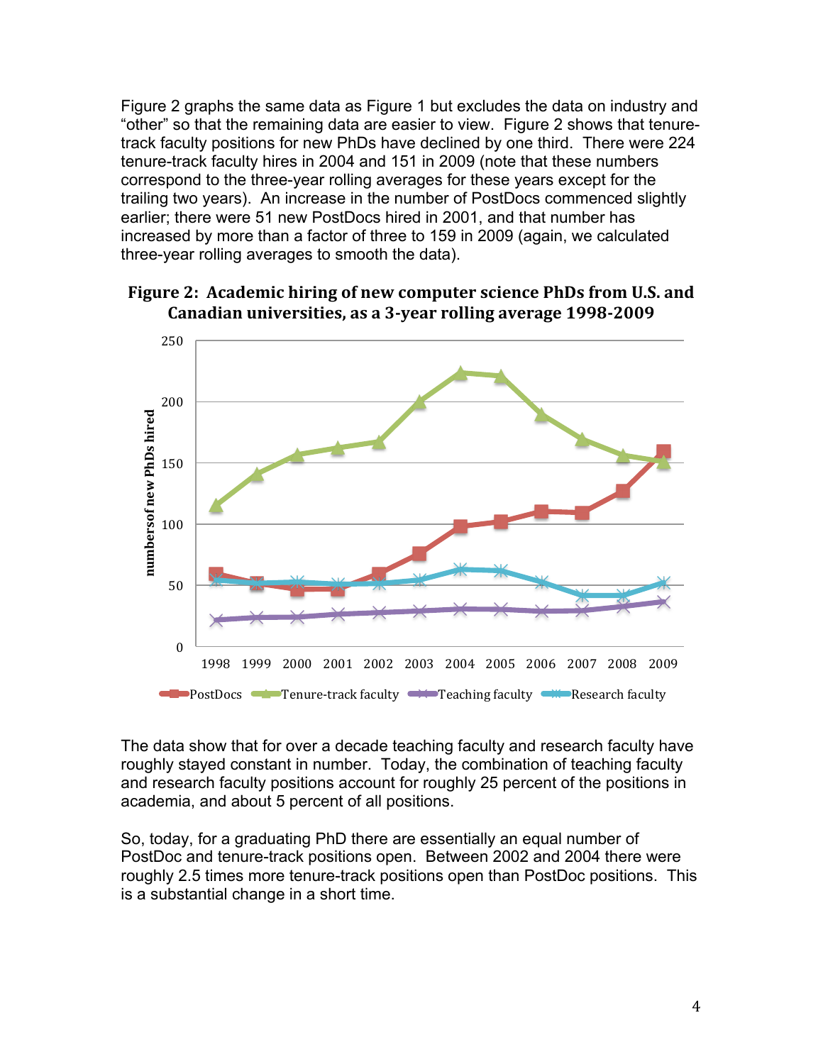Figure 2 graphs the same data as Figure 1 but excludes the data on industry and "other" so that the remaining data are easier to view. Figure 2 shows that tenure-track faculty positions for new PhDs have declined by one third. There were 224 tenure-track faculty hires in 2004 and 151 in 2009 (note that these numbers correspond to the three-year rolling averages for these years except for the trailing two years). An increase in the number of PostDocs commenced slightly earlier; there were 51 new PostDocs hired in 2001, and that number has increased by more than a factor of three to 159 in 2009 (again, we calculated three-year rolling averages to smooth the data).

**Figure 2: Academic hiring of new computer science PhDs from U.S. and Canadian universities, as a 3-year rolling average 1998-2009**

The data show that for over a decade teaching faculty and research faculty have roughly stayed constant in number. Today, the combination of teaching faculty and research faculty positions account for roughly 25 percent of the positions in academia, and about 5 percent of all positions.

So, today, for a graduating PhD there are essentially an equal number of PostDoc and tenure-track positions open. Between 2002 and 2004 there were roughly 2.5 times more tenure-track positions open than PostDoc positions. This is a substantial change in a short time.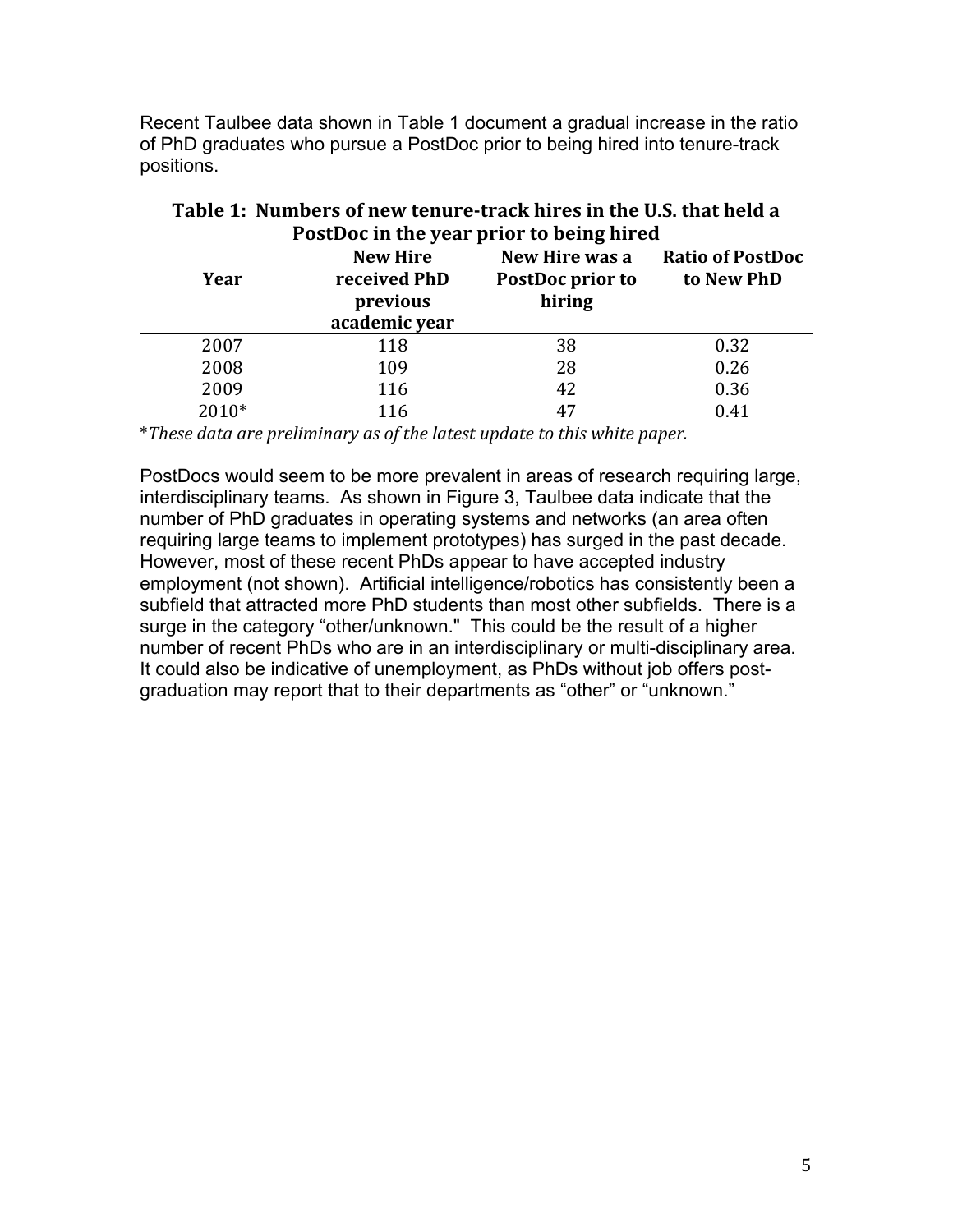Recent Taulbee data shown in Table 1 document a gradual increase in the ratio of PhD graduates who pursue a PostDoc prior to being hired into tenure-track positions.

**Table 1: Numbers of new tenure-track hires in the U.S. that held a PostDoc in the year prior to being hired**

| Year | New Hire received PhD previous academic year | New Hire was a PostDoc prior to hiring | Ratio of PostDoc to New PhD |
|---|---|---|---|
| 2007 | 118 | 38 | 0.32 |
| 2008 | 109 | 28 | 0.26 |
| 2009 | 116 | 42 | 0.36 |
| 2010* | 116 | 47 | 0.41 |

**These data are preliminary as of the latest update to this white paper.*

PostDocs would seem to be more prevalent in areas of research requiring large, interdisciplinary teams. As shown in Figure 3, Taulbee data indicate that the number of PhD graduates in operating systems and networks (an area often requiring large teams to implement prototypes) has surged in the past decade. However, most of these recent PhDs appear to have accepted industry employment (not shown). Artificial intelligence/robotics has consistently been a subfield that attracted more PhD students than most other subfields. There is a surge in the category "other/unknown." This could be the result of a higher number of recent PhDs who are in an interdisciplinary or multi-disciplinary area. It could also be indicative of unemployment, as PhDs without job offers post-graduation may report that to their departments as "other" or "unknown."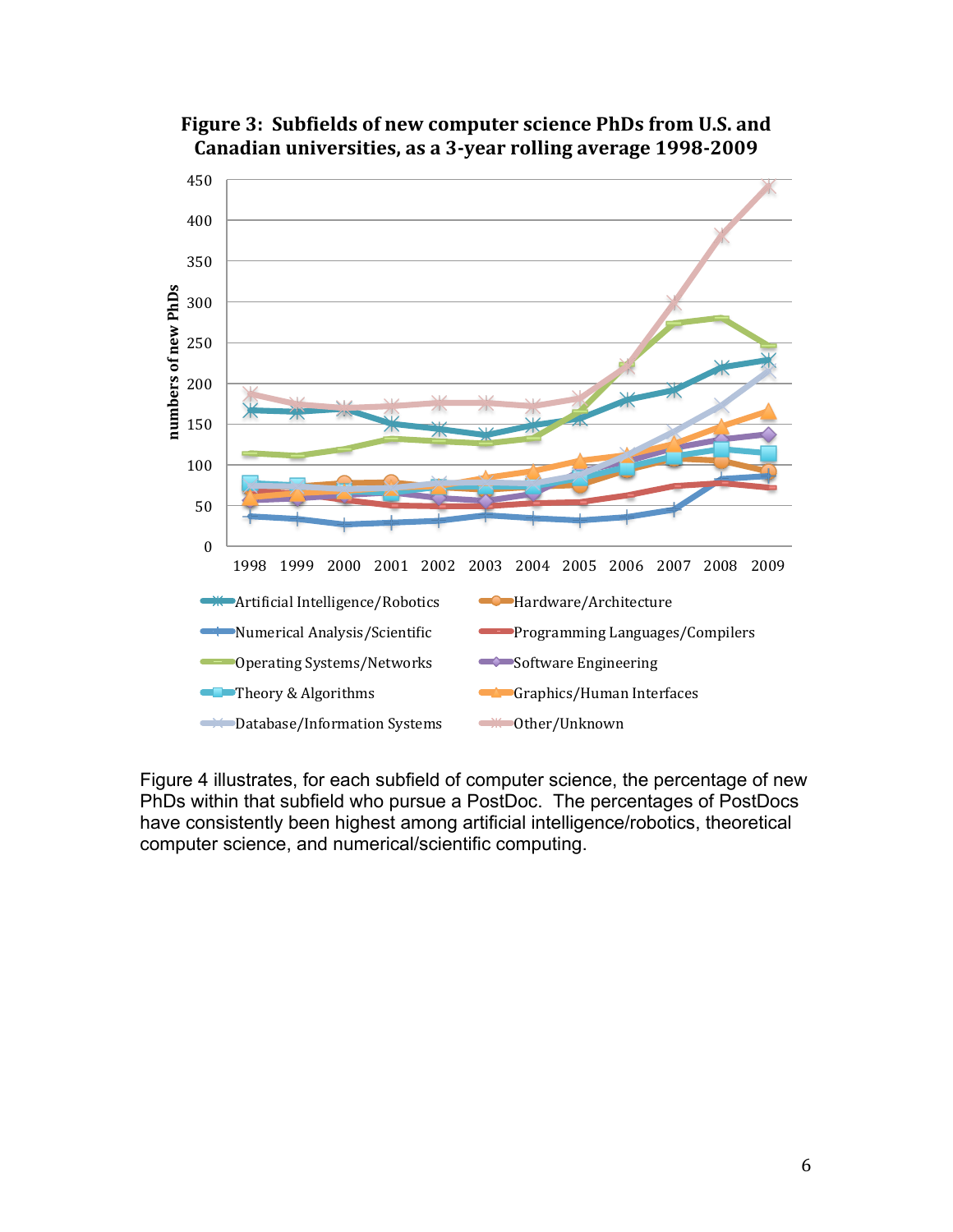**Figure 3: Subfields of new computer science PhDs from U.S. and Canadian universities, as a 3-year rolling average 1998-2009**

Figure 4 illustrates, for each subfield of computer science, the percentage of new PhDs within that subfield who pursue a PostDoc. The percentages of PostDocs have consistently been highest among artificial intelligence/robotics, theoretical computer science, and numerical/scientific computing.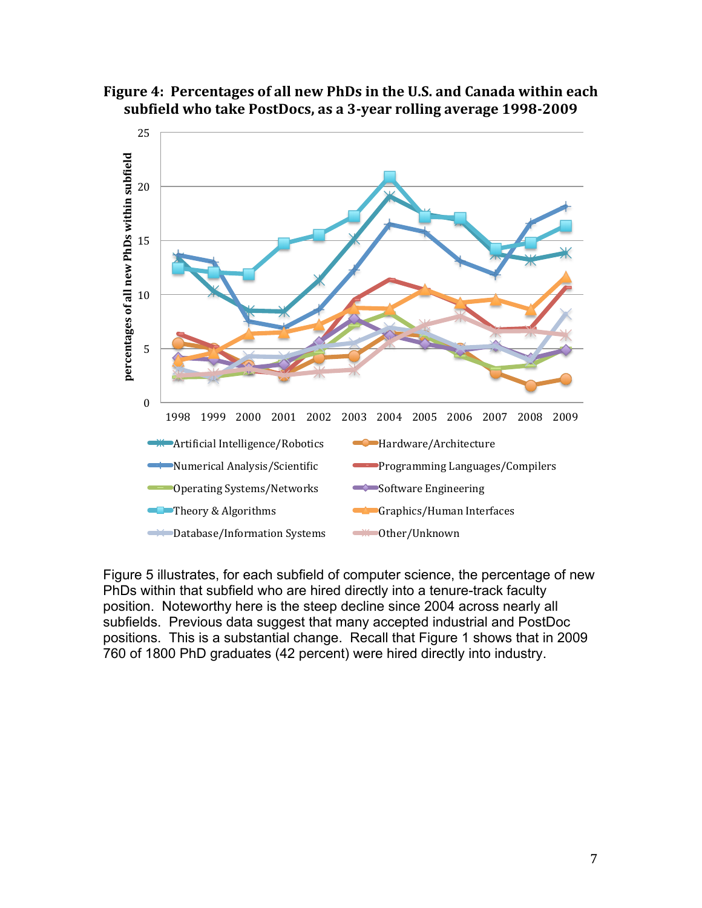**Figure 4: Percentages of all new PhDs in the U.S. and Canada within each subfield who take PostDocs, as a 3-year rolling average 1998-2009**

Figure 5 illustrates, for each subfield of computer science, the percentage of new PhDs within that subfield who are hired directly into a tenure-track faculty position. Noteworthy here is the steep decline since 2004 across nearly all subfields. Previous data suggest that many accepted industrial and PostDoc positions. This is a substantial change. Recall that Figure 1 shows that in 2009 760 of 1800 PhD graduates (42 percent) were hired directly into industry.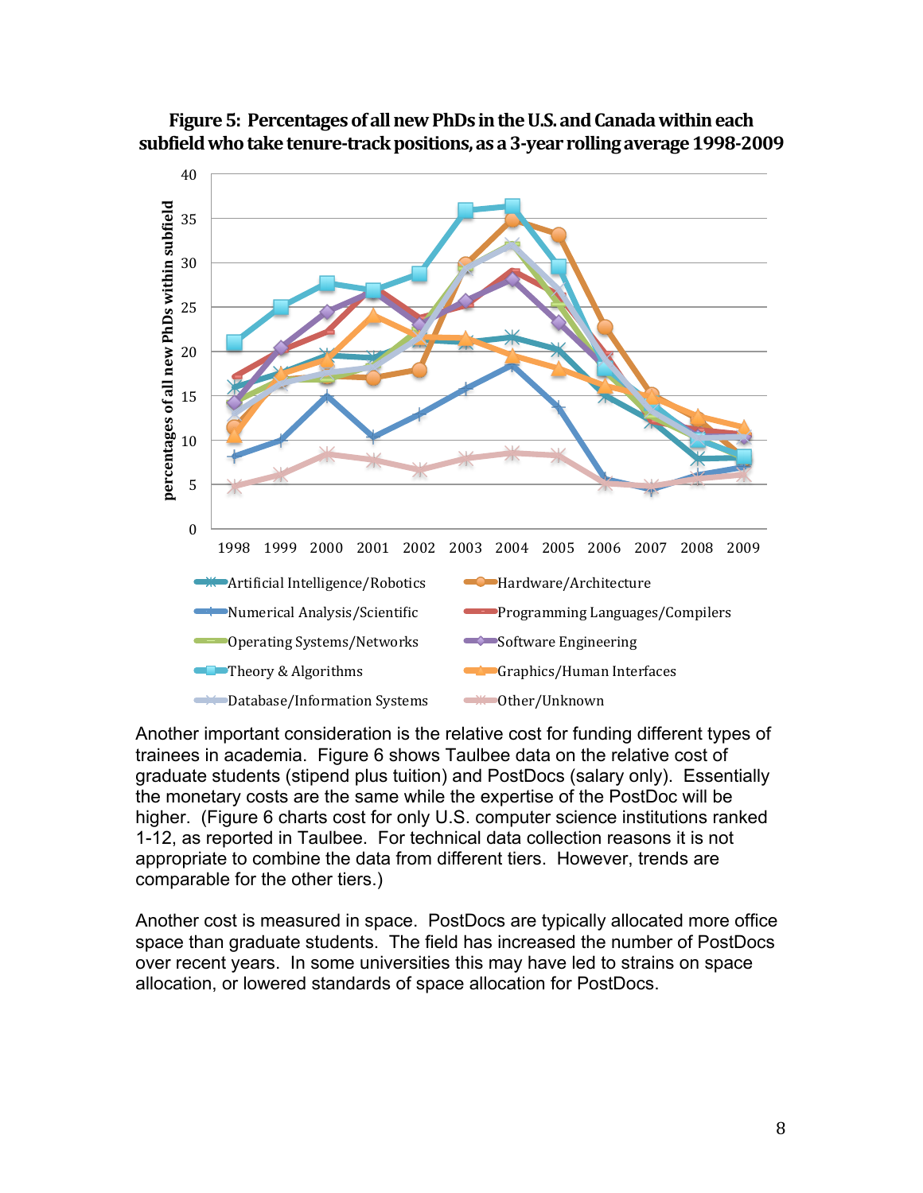**Figure 5: Percentages of all new PhDs in the U.S. and Canada within each subfield who take tenure-track positions, as a 3-year rolling average 1998-2009**

Another important consideration is the relative cost for funding different types of trainees in academia. Figure 6 shows Taulbee data on the relative cost of graduate students (stipend plus tuition) and PostDocs (salary only). Essentially the monetary costs are the same while the expertise of the PostDoc will be higher. (Figure 6 charts cost for only U.S. computer science institutions ranked 1-12, as reported in Taulbee. For technical data collection reasons it is not appropriate to combine the data from different tiers. However, trends are comparable for the other tiers.)

Another cost is measured in space. PostDocs are typically allocated more office space than graduate students. The field has increased the number of PostDocs over recent years. In some universities this may have led to strains on space allocation, or lowered standards of space allocation for PostDocs.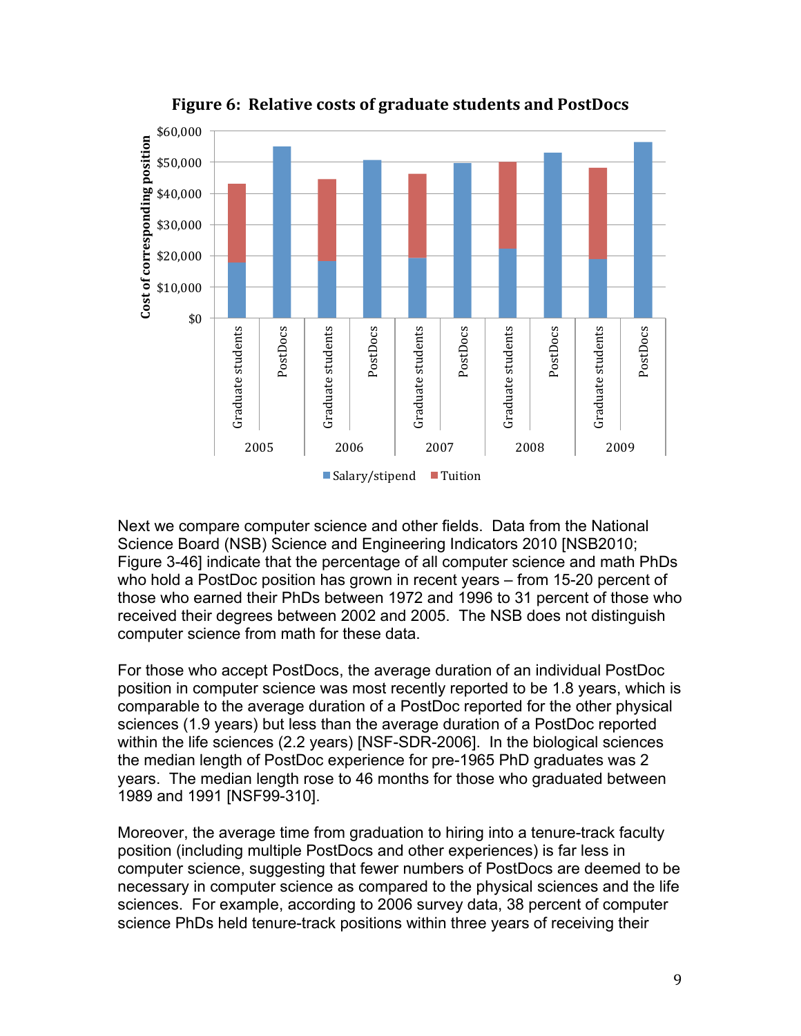**Figure 6: Relative costs of graduate students and PostDocs**

Next we compare computer science and other fields. Data from the National Science Board (NSB) Science and Engineering Indicators 2010 [NSB2010; Figure 3-46] indicate that the percentage of all computer science and math PhDs who hold a PostDoc position has grown in recent years – from 15-20 percent of those who earned their PhDs between 1972 and 1996 to 31 percent of those who received their degrees between 2002 and 2005. The NSB does not distinguish computer science from math for these data.

For those who accept PostDocs, the average duration of an individual PostDoc position in computer science was most recently reported to be 1.8 years, which is comparable to the average duration of a PostDoc reported for the other physical sciences (1.9 years) but less than the average duration of a PostDoc reported within the life sciences (2.2 years) [NSF-SDR-2006]. In the biological sciences the median length of PostDoc experience for pre-1965 PhD graduates was 2 years. The median length rose to 46 months for those who graduated between 1989 and 1991 [NSF99-310].

Moreover, the average time from graduation to hiring into a tenure-track faculty position (including multiple PostDocs and other experiences) is far less in computer science, suggesting that fewer numbers of PostDocs are deemed to be necessary in computer science as compared to the physical sciences and the life sciences. For example, according to 2006 survey data, 38 percent of computer science PhDs held tenure-track positions within three years of receiving their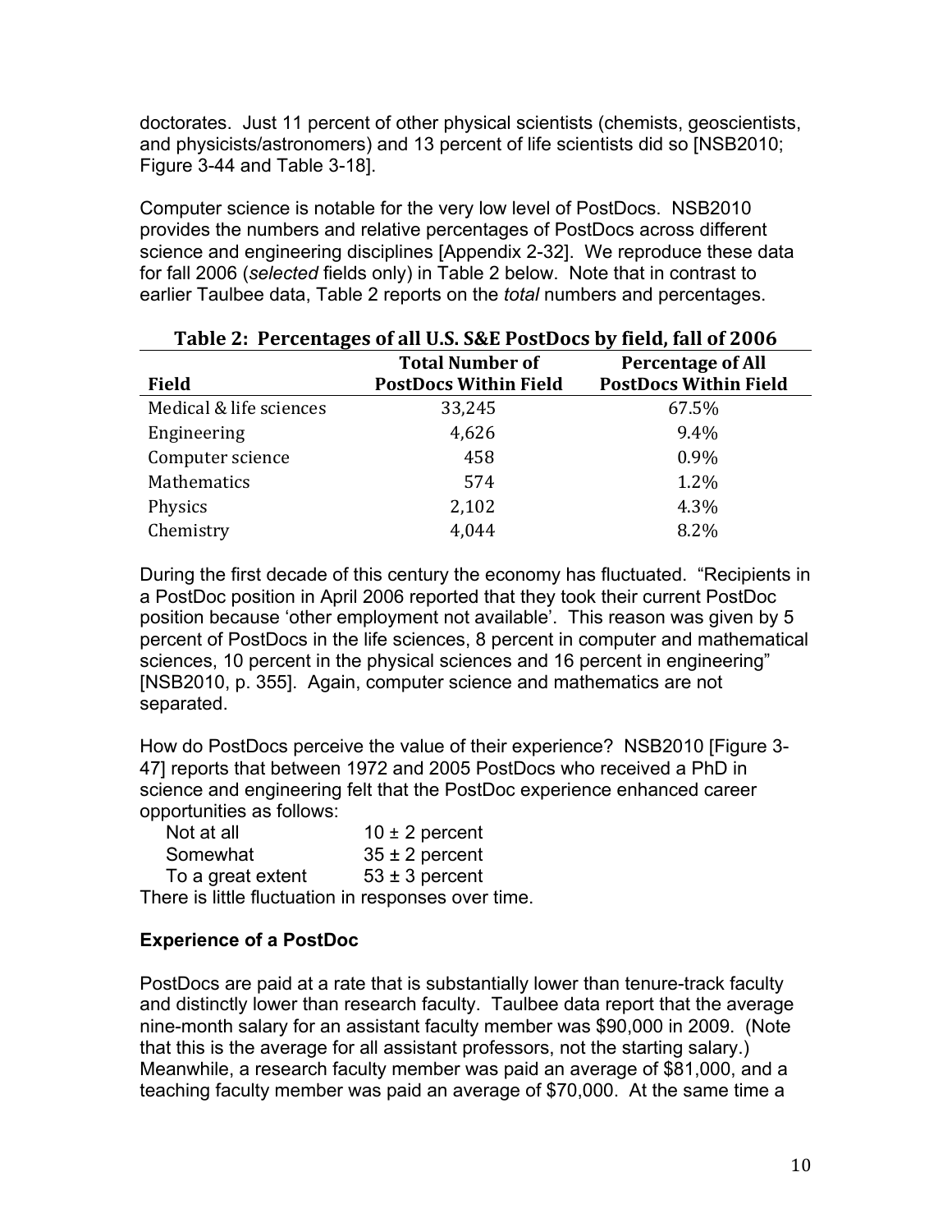doctorates. Just 11 percent of other physical scientists (chemists, geoscientists, and physicists/astronomers) and 13 percent of life scientists did so [NSB2010; Figure 3-44 and Table 3-18].

Computer science is notable for the very low level of PostDocs. NSB2010 provides the numbers and relative percentages of PostDocs across different science and engineering disciplines [Appendix 2-32]. We reproduce these data for fall 2006 (*selected* fields only) in Table 2 below. Note that in contrast to earlier Taulbee data, Table 2 reports on the *total* numbers and percentages.

**Table 2: Percentages of all U.S. S&E PostDocs by field, fall of 2006**

| Field | Total Number of PostDocs Within Field | Percentage of All PostDocs Within Field |
|---|---|---|
| Medical & life sciences | 33,245 | 67.5% |
| Engineering | 4,626 | 9.4% |
| Computer science | 458 | 0.9% |
| Mathematics | 574 | 1.2% |
| Physics | 2,102 | 4.3% |
| Chemistry | 4,044 | 8.2% |

During the first decade of this century the economy has fluctuated. "Recipients in a PostDoc position in April 2006 reported that they took their current PostDoc position because 'other employment not available'. This reason was given by 5 percent of PostDocs in the life sciences, 8 percent in computer and mathematical sciences, 10 percent in the physical sciences and 16 percent in engineering" [NSB2010, p. 355]. Again, computer science and mathematics are not separated.

How do PostDocs perceive the value of their experience? NSB2010 [Figure 3-47] reports that between 1972 and 2005 PostDocs who received a PhD in science and engineering felt that the PostDoc experience enhanced career opportunities as follows:

| | |
|---|---|
| Not at all | $10 \pm 2$ percent |
| Somewhat | $35 \pm 2$ percent |
| To a great extent | $53 \pm 3$ percent |

There is little fluctuation in responses over time.

### Experience of a PostDoc

PostDocs are paid at a rate that is substantially lower than tenure-track faculty and distinctly lower than research faculty. Taulbee data report that the average nine-month salary for an assistant faculty member was $90,000 in 2009. (Note that this is the average for all assistant professors, not the starting salary.) Meanwhile, a research faculty member was paid an average of $81,000, and a teaching faculty member was paid an average of $70,000. At the same time a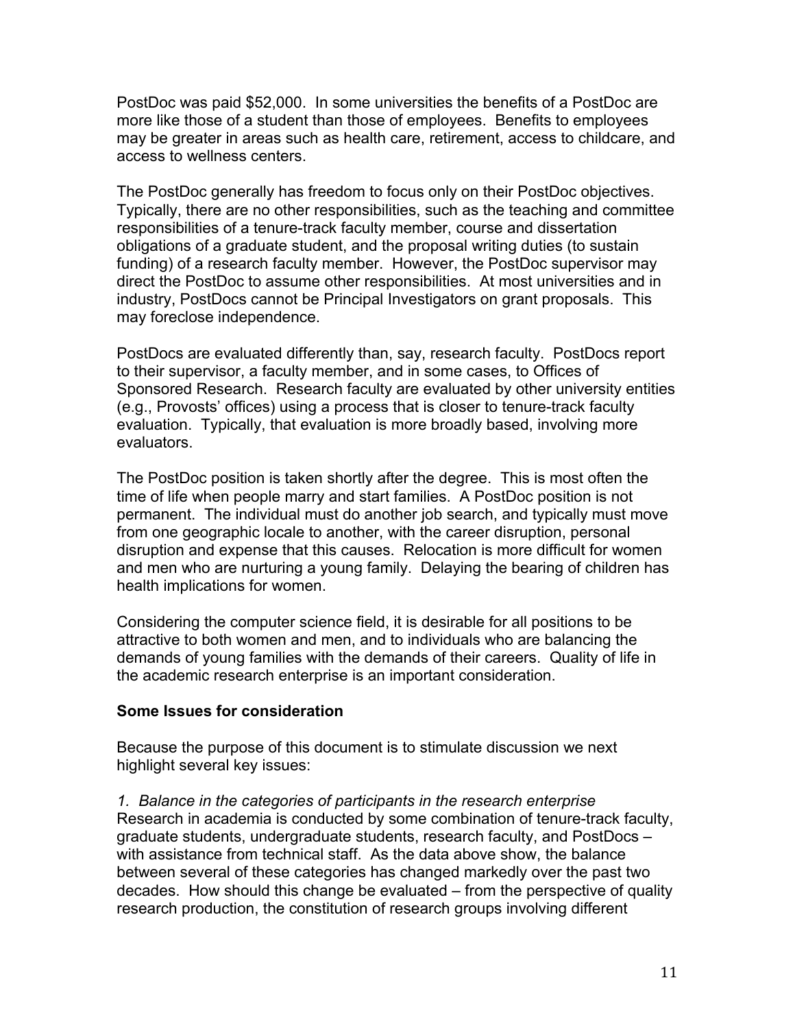PostDoc was paid $52,000. In some universities the benefits of a PostDoc are more like those of a student than those of employees. Benefits to employees may be greater in areas such as health care, retirement, access to childcare, and access to wellness centers.

The PostDoc generally has freedom to focus only on their PostDoc objectives. Typically, there are no other responsibilities, such as the teaching and committee responsibilities of a tenure-track faculty member, course and dissertation obligations of a graduate student, and the proposal writing duties (to sustain funding) of a research faculty member. However, the PostDoc supervisor may direct the PostDoc to assume other responsibilities. At most universities and in industry, PostDocs cannot be Principal Investigators on grant proposals. This may foreclose independence.

PostDocs are evaluated differently than, say, research faculty. PostDocs report to their supervisor, a faculty member, and in some cases, to Offices of Sponsored Research. Research faculty are evaluated by other university entities (e.g., Provosts' offices) using a process that is closer to tenure-track faculty evaluation. Typically, that evaluation is more broadly based, involving more evaluators.

The PostDoc position is taken shortly after the degree. This is most often the time of life when people marry and start families. A PostDoc position is not permanent. The individual must do another job search, and typically must move from one geographic locale to another, with the career disruption, personal disruption and expense that this causes. Relocation is more difficult for women and men who are nurturing a young family. Delaying the bearing of children has health implications for women.

Considering the computer science field, it is desirable for all positions to be attractive to both women and men, and to individuals who are balancing the demands of young families with the demands of their careers. Quality of life in the academic research enterprise is an important consideration.

**Some Issues for consideration**

Because the purpose of this document is to stimulate discussion we next highlight several key issues:

*1. Balance in the categories of participants in the research enterprise*
Research in academia is conducted by some combination of tenure-track faculty, graduate students, undergraduate students, research faculty, and PostDocs – with assistance from technical staff. As the data above show, the balance between several of these categories has changed markedly over the past two decades. How should this change be evaluated – from the perspective of quality research production, the constitution of research groups involving different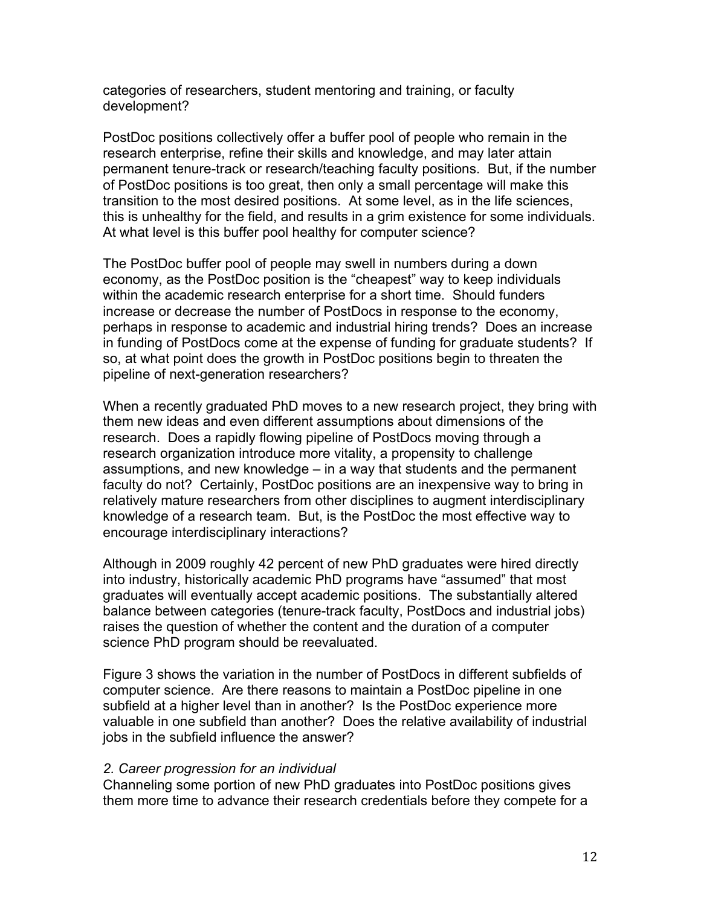categories of researchers, student mentoring and training, or faculty development?

PostDoc positions collectively offer a buffer pool of people who remain in the research enterprise, refine their skills and knowledge, and may later attain permanent tenure-track or research/teaching faculty positions. But, if the number of PostDoc positions is too great, then only a small percentage will make this transition to the most desired positions. At some level, as in the life sciences, this is unhealthy for the field, and results in a grim existence for some individuals. At what level is this buffer pool healthy for computer science?

The PostDoc buffer pool of people may swell in numbers during a down economy, as the PostDoc position is the "cheapest" way to keep individuals within the academic research enterprise for a short time. Should funders increase or decrease the number of PostDocs in response to the economy, perhaps in response to academic and industrial hiring trends? Does an increase in funding of PostDocs come at the expense of funding for graduate students? If so, at what point does the growth in PostDoc positions begin to threaten the pipeline of next-generation researchers?

When a recently graduated PhD moves to a new research project, they bring with them new ideas and even different assumptions about dimensions of the research. Does a rapidly flowing pipeline of PostDocs moving through a research organization introduce more vitality, a propensity to challenge assumptions, and new knowledge – in a way that students and the permanent faculty do not? Certainly, PostDoc positions are an inexpensive way to bring in relatively mature researchers from other disciplines to augment interdisciplinary knowledge of a research team. But, is the PostDoc the most effective way to encourage interdisciplinary interactions?

Although in 2009 roughly 42 percent of new PhD graduates were hired directly into industry, historically academic PhD programs have "assumed" that most graduates will eventually accept academic positions. The substantially altered balance between categories (tenure-track faculty, PostDocs and industrial jobs) raises the question of whether the content and the duration of a computer science PhD program should be reevaluated.

Figure 3 shows the variation in the number of PostDocs in different subfields of computer science. Are there reasons to maintain a PostDoc pipeline in one subfield at a higher level than in another? Is the PostDoc experience more valuable in one subfield than another? Does the relative availability of industrial jobs in the subfield influence the answer?

*2. Career progression for an individual*

Channeling some portion of new PhD graduates into PostDoc positions gives them more time to advance their research credentials before they compete for a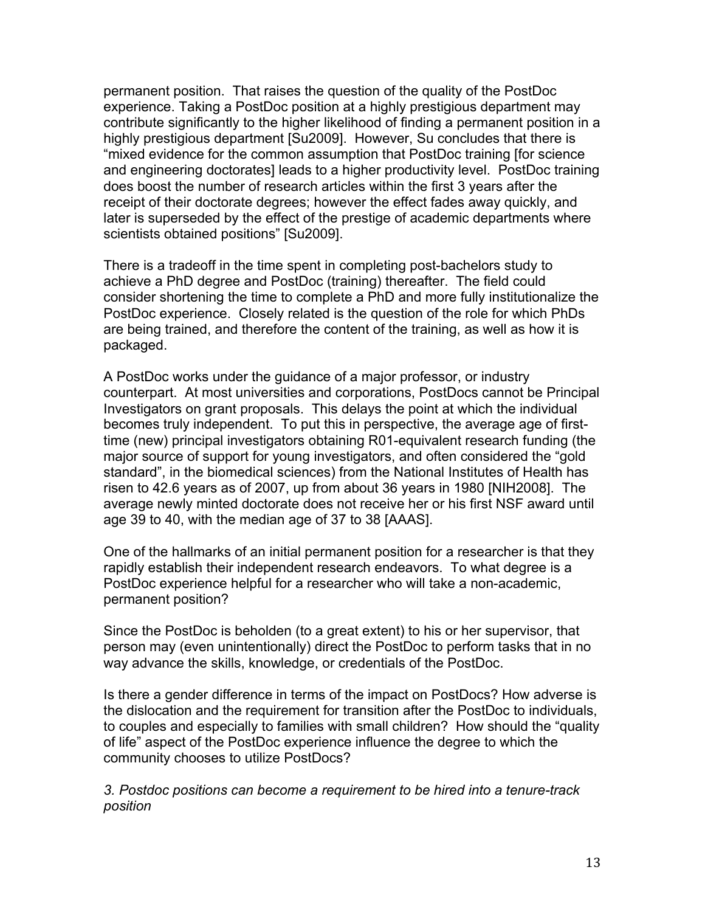permanent position. That raises the question of the quality of the PostDoc experience. Taking a PostDoc position at a highly prestigious department may contribute significantly to the higher likelihood of finding a permanent position in a highly prestigious department [Su2009]. However, Su concludes that there is "mixed evidence for the common assumption that PostDoc training [for science and engineering doctorates] leads to a higher productivity level. PostDoc training does boost the number of research articles within the first 3 years after the receipt of their doctorate degrees; however the effect fades away quickly, and later is superseded by the effect of the prestige of academic departments where scientists obtained positions" [Su2009].

There is a tradeoff in the time spent in completing post-bachelors study to achieve a PhD degree and PostDoc (training) thereafter. The field could consider shortening the time to complete a PhD and more fully institutionalize the PostDoc experience. Closely related is the question of the role for which PhDs are being trained, and therefore the content of the training, as well as how it is packaged.

A PostDoc works under the guidance of a major professor, or industry counterpart. At most universities and corporations, PostDocs cannot be Principal Investigators on grant proposals. This delays the point at which the individual becomes truly independent. To put this in perspective, the average age of first-time (new) principal investigators obtaining R01-equivalent research funding (the major source of support for young investigators, and often considered the "gold standard", in the biomedical sciences) from the National Institutes of Health has risen to 42.6 years as of 2007, up from about 36 years in 1980 [NIH2008]. The average newly minted doctorate does not receive her or his first NSF award until age 39 to 40, with the median age of 37 to 38 [AAAS].

One of the hallmarks of an initial permanent position for a researcher is that they rapidly establish their independent research endeavors. To what degree is a PostDoc experience helpful for a researcher who will take a non-academic, permanent position?

Since the PostDoc is beholden (to a great extent) to his or her supervisor, that person may (even unintentionally) direct the PostDoc to perform tasks that in no way advance the skills, knowledge, or credentials of the PostDoc.

Is there a gender difference in terms of the impact on PostDocs? How adverse is the dislocation and the requirement for transition after the PostDoc to individuals, to couples and especially to families with small children? How should the "quality of life" aspect of the PostDoc experience influence the degree to which the community chooses to utilize PostDocs?

*3. Postdoc positions can become a requirement to be hired into a tenure-track position*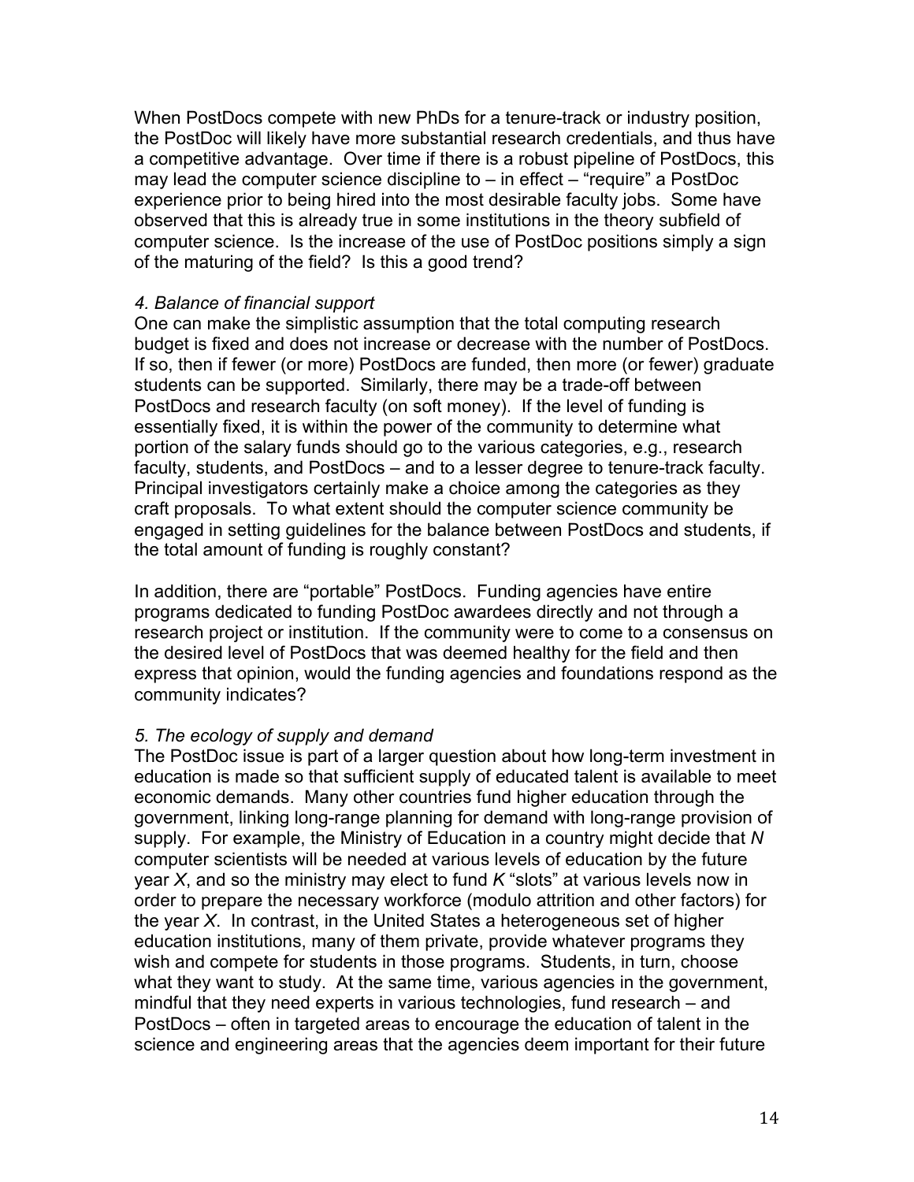When PostDocs compete with new PhDs for a tenure-track or industry position, the PostDoc will likely have more substantial research credentials, and thus have a competitive advantage. Over time if there is a robust pipeline of PostDocs, this may lead the computer science discipline to – in effect – "require" a PostDoc experience prior to being hired into the most desirable faculty jobs. Some have observed that this is already true in some institutions in the theory subfield of computer science. Is the increase of the use of PostDoc positions simply a sign of the maturing of the field? Is this a good trend?

*4. Balance of financial support*

One can make the simplistic assumption that the total computing research budget is fixed and does not increase or decrease with the number of PostDocs. If so, then if fewer (or more) PostDocs are funded, then more (or fewer) graduate students can be supported. Similarly, there may be a trade-off between PostDocs and research faculty (on soft money). If the level of funding is essentially fixed, it is within the power of the community to determine what portion of the salary funds should go to the various categories, e.g., research faculty, students, and PostDocs – and to a lesser degree to tenure-track faculty. Principal investigators certainly make a choice among the categories as they craft proposals. To what extent should the computer science community be engaged in setting guidelines for the balance between PostDocs and students, if the total amount of funding is roughly constant?

In addition, there are "portable" PostDocs. Funding agencies have entire programs dedicated to funding PostDoc awardees directly and not through a research project or institution. If the community were to come to a consensus on the desired level of PostDocs that was deemed healthy for the field and then express that opinion, would the funding agencies and foundations respond as the community indicates?

*5. The ecology of supply and demand*

The PostDoc issue is part of a larger question about how long-term investment in education is made so that sufficient supply of educated talent is available to meet economic demands. Many other countries fund higher education through the government, linking long-range planning for demand with long-range provision of supply. For example, the Ministry of Education in a country might decide that *N* computer scientists will be needed at various levels of education by the future year *X*, and so the ministry may elect to fund *K* "slots" at various levels now in order to prepare the necessary workforce (modulo attrition and other factors) for the year *X*. In contrast, in the United States a heterogeneous set of higher education institutions, many of them private, provide whatever programs they wish and compete for students in those programs. Students, in turn, choose what they want to study. At the same time, various agencies in the government, mindful that they need experts in various technologies, fund research – and PostDocs – often in targeted areas to encourage the education of talent in the science and engineering areas that the agencies deem important for their future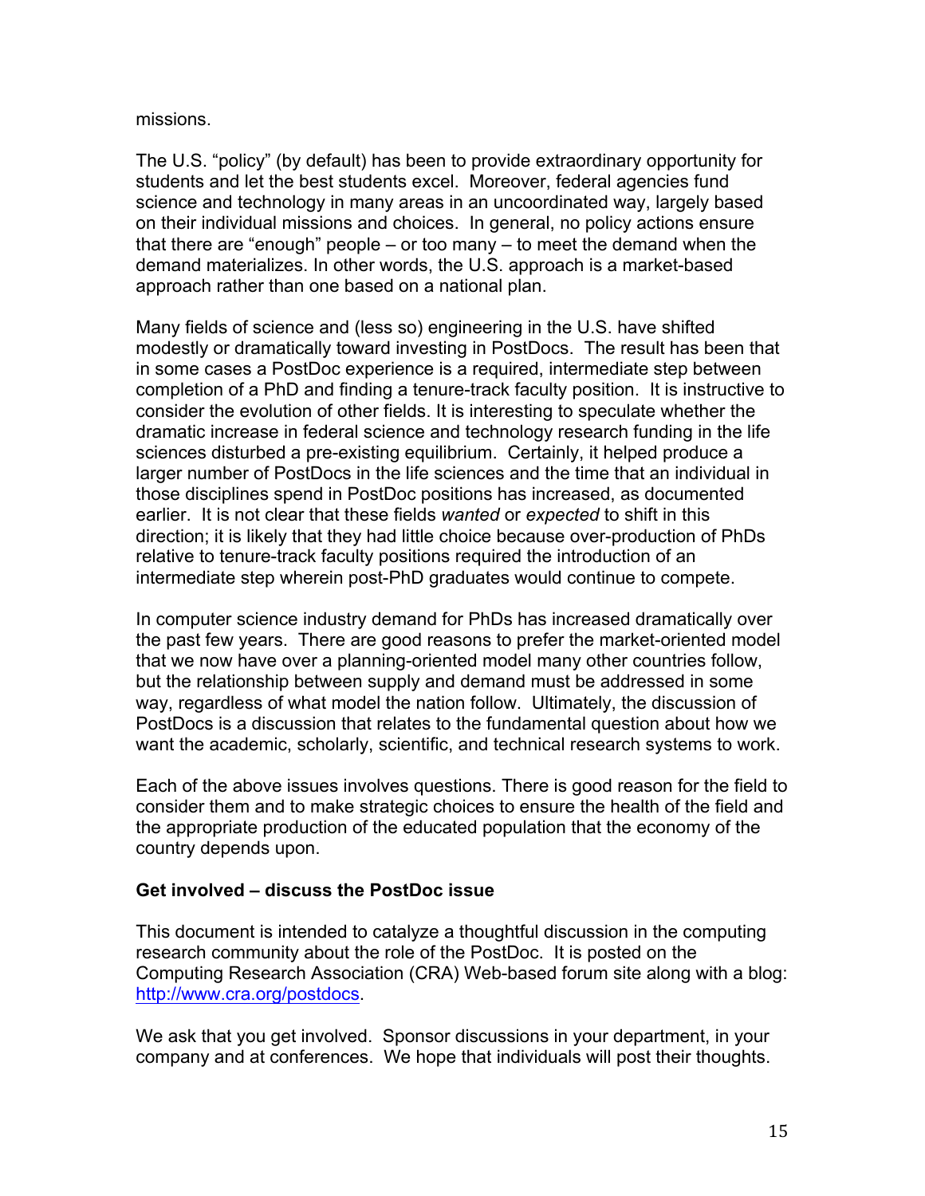missions.

The U.S. "policy" (by default) has been to provide extraordinary opportunity for students and let the best students excel. Moreover, federal agencies fund science and technology in many areas in an uncoordinated way, largely based on their individual missions and choices. In general, no policy actions ensure that there are "enough" people – or too many – to meet the demand when the demand materializes. In other words, the U.S. approach is a market-based approach rather than one based on a national plan.

Many fields of science and (less so) engineering in the U.S. have shifted modestly or dramatically toward investing in PostDocs. The result has been that in some cases a PostDoc experience is a required, intermediate step between completion of a PhD and finding a tenure-track faculty position. It is instructive to consider the evolution of other fields. It is interesting to speculate whether the dramatic increase in federal science and technology research funding in the life sciences disturbed a pre-existing equilibrium. Certainly, it helped produce a larger number of PostDocs in the life sciences and the time that an individual in those disciplines spend in PostDoc positions has increased, as documented earlier. It is not clear that these fields *wanted* or *expected* to shift in this direction; it is likely that they had little choice because over-production of PhDs relative to tenure-track faculty positions required the introduction of an intermediate step wherein post-PhD graduates would continue to compete.

In computer science industry demand for PhDs has increased dramatically over the past few years. There are good reasons to prefer the market-oriented model that we now have over a planning-oriented model many other countries follow, but the relationship between supply and demand must be addressed in some way, regardless of what model the nation follow. Ultimately, the discussion of PostDocs is a discussion that relates to the fundamental question about how we want the academic, scholarly, scientific, and technical research systems to work.

Each of the above issues involves questions. There is good reason for the field to consider them and to make strategic choices to ensure the health of the field and the appropriate production of the educated population that the economy of the country depends upon.

**Get involved – discuss the PostDoc issue**

This document is intended to catalyze a thoughtful discussion in the computing research community about the role of the PostDoc. It is posted on the Computing Research Association (CRA) Web-based forum site along with a blog: http://www.cra.org/postdocs.

We ask that you get involved. Sponsor discussions in your department, in your company and at conferences. We hope that individuals will post their thoughts.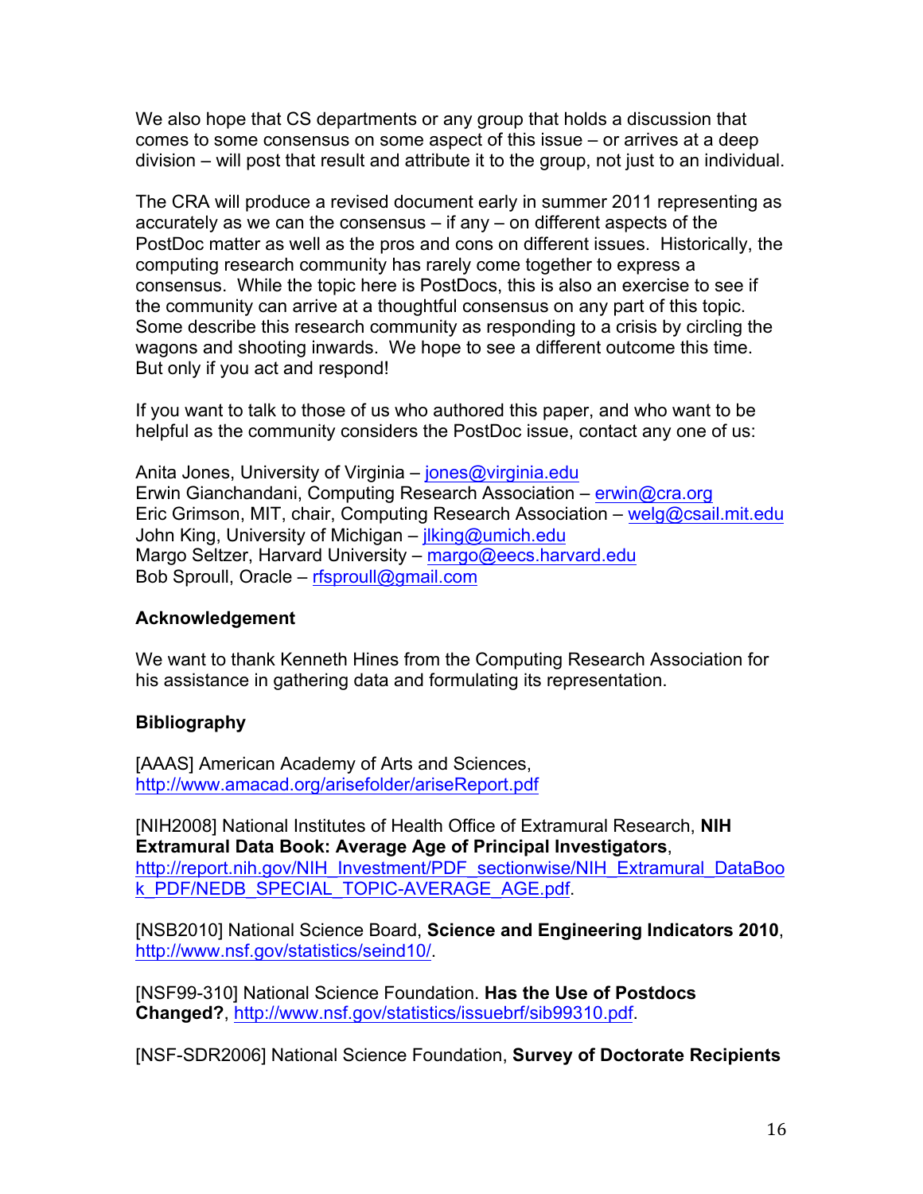We also hope that CS departments or any group that holds a discussion that comes to some consensus on some aspect of this issue – or arrives at a deep division – will post that result and attribute it to the group, not just to an individual.

The CRA will produce a revised document early in summer 2011 representing as accurately as we can the consensus – if any – on different aspects of the PostDoc matter as well as the pros and cons on different issues. Historically, the computing research community has rarely come together to express a consensus. While the topic here is PostDocs, this is also an exercise to see if the community can arrive at a thoughtful consensus on any part of this topic. Some describe this research community as responding to a crisis by circling the wagons and shooting inwards. We hope to see a different outcome this time. But only if you act and respond!

If you want to talk to those of us who authored this paper, and who want to be helpful as the community considers the PostDoc issue, contact any one of us:

Anita Jones, University of Virginia – jones@virginia.edu
Erwin Gianchandani, Computing Research Association – erwin@cra.org
Eric Grimson, MIT, chair, Computing Research Association – welg@csail.mit.edu
John King, University of Michigan – jlking@umich.edu
Margo Seltzer, Harvard University – margo@eecs.harvard.edu
Bob Sproull, Oracle – rfsproull@gmail.com

**Acknowledgement**

We want to thank Kenneth Hines from the Computing Research Association for his assistance in gathering data and formulating its representation.

**Bibliography**

[AAAS] American Academy of Arts and Sciences, http://www.amacad.org/arisefolder/ariseReport.pdf

[NIH2008] National Institutes of Health Office of Extramural Research, **NIH Extramural Data Book: Average Age of Principal Investigators**, http://report.nih.gov/NIH_Investment/PDF_sectionwise/NIH_Extramural_DataBook_PDF/NEDB_SPECIAL_TOPIC-AVERAGE_AGE.pdf.

[NSB2010] National Science Board, **Science and Engineering Indicators 2010**, http://www.nsf.gov/statistics/seind10/.

[NSF99-310] National Science Foundation. **Has the Use of Postdocs Changed?**, http://www.nsf.gov/statistics/issuebrf/sib99310.pdf.

[NSF-SDR2006] National Science Foundation, **Survey of Doctorate Recipients**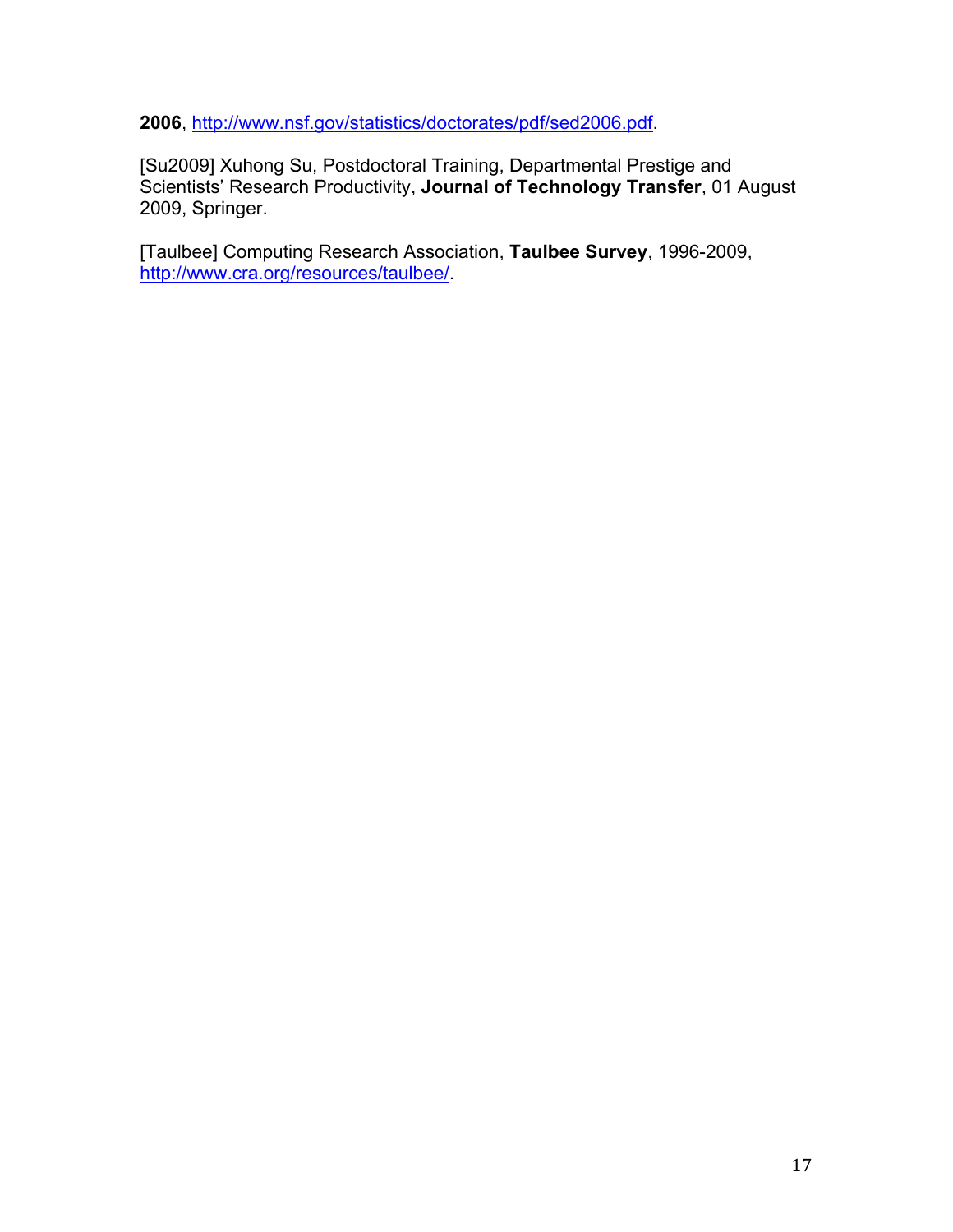**2006**, http://www.nsf.gov/statistics/doctorates/pdf/sed2006.pdf.

[Su2009] Xuhong Su, Postdoctoral Training, Departmental Prestige and Scientists' Research Productivity, **Journal of Technology Transfer**, 01 August 2009, Springer.

[Taulbee] Computing Research Association, **Taulbee Survey**, 1996-2009, http://www.cra.org/resources/taulbee/.